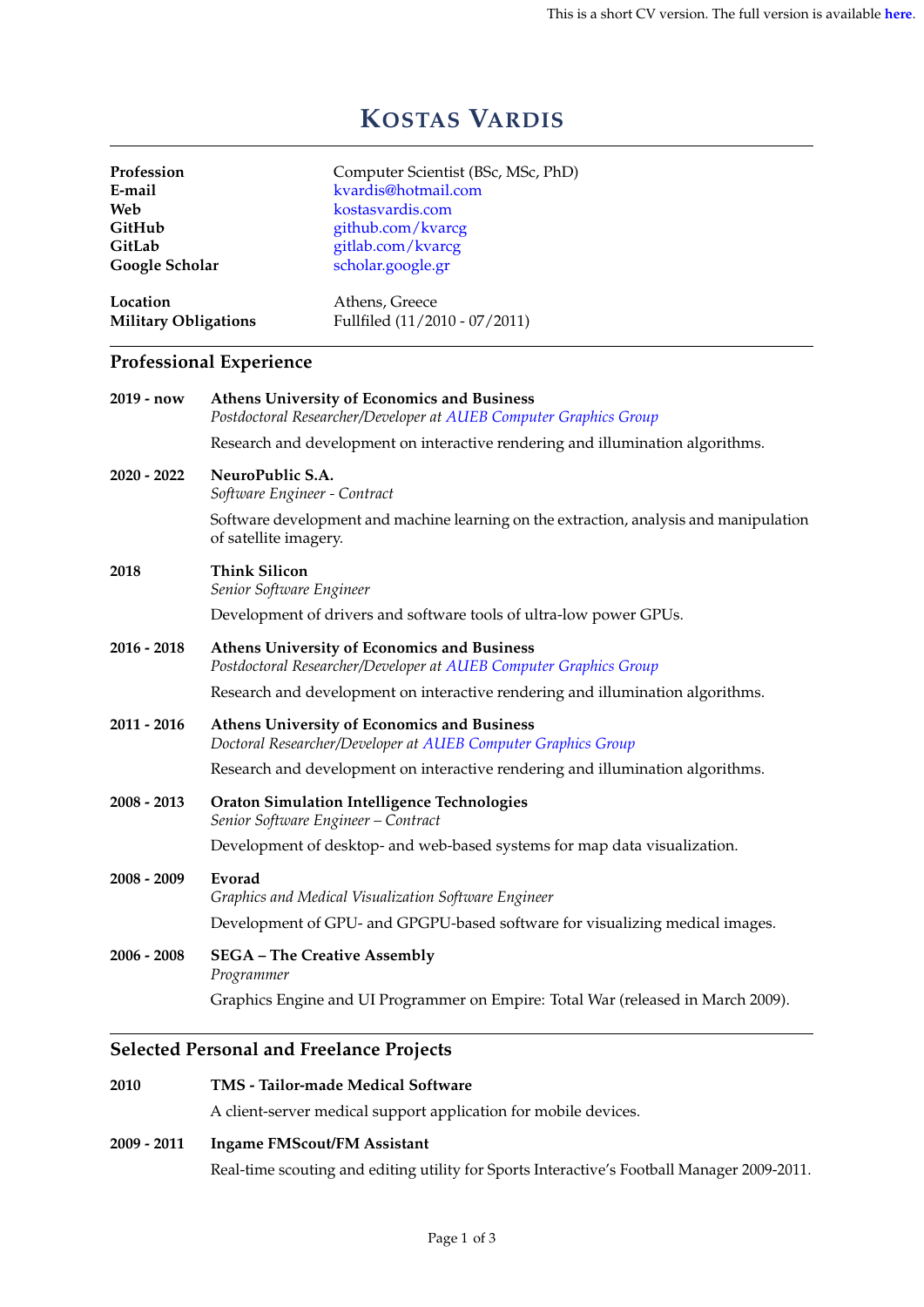This is a short CV version. The full version is available **here**.

# Kostas Vardis

| | |
|---|---|
| **Profession** | Computer Scientist (BSc, MSc, PhD) |
| **E-mail** | kvardis@hotmail.com |
| **Web** | kostasvardis.com |
| **GitHub** | github.com/kvarcg |
| **GitLab** | gitlab.com/kvarcg |
| **Google Scholar** | scholar.google.gr |
| **Location** | Athens, Greece |
| **Military Obligations** | Fullfiled (11/2010 - 07/2011) |

## Professional Experience

**2019 - now** — **Athens University of Economics and Business**
*Postdoctoral Researcher/Developer at AUEB Computer Graphics Group*

Research and development on interactive rendering and illumination algorithms.

**2020 - 2022** — **NeuroPublic S.A.**
*Software Engineer - Contract*

Software development and machine learning on the extraction, analysis and manipulation of satellite imagery.

**2018** — **Think Silicon**
*Senior Software Engineer*

Development of drivers and software tools of ultra-low power GPUs.

**2016 - 2018** — **Athens University of Economics and Business**
*Postdoctoral Researcher/Developer at AUEB Computer Graphics Group*

Research and development on interactive rendering and illumination algorithms.

**2011 - 2016** — **Athens University of Economics and Business**
*Doctoral Researcher/Developer at AUEB Computer Graphics Group*

Research and development on interactive rendering and illumination algorithms.

**2008 - 2013** — **Oraton Simulation Intelligence Technologies**
*Senior Software Engineer – Contract*

Development of desktop- and web-based systems for map data visualization.

**2008 - 2009** — **Evorad**
*Graphics and Medical Visualization Software Engineer*

Development of GPU- and GPGPU-based software for visualizing medical images.

**2006 - 2008** — **SEGA – The Creative Assembly**
*Programmer*

Graphics Engine and UI Programmer on Empire: Total War (released in March 2009).

## Selected Personal and Freelance Projects

**2010** — **TMS - Tailor-made Medical Software**

A client-server medical support application for mobile devices.

**2009 - 2011** — **Ingame FMScout/FM Assistant**

Real-time scouting and editing utility for Sports Interactive's Football Manager 2009-2011.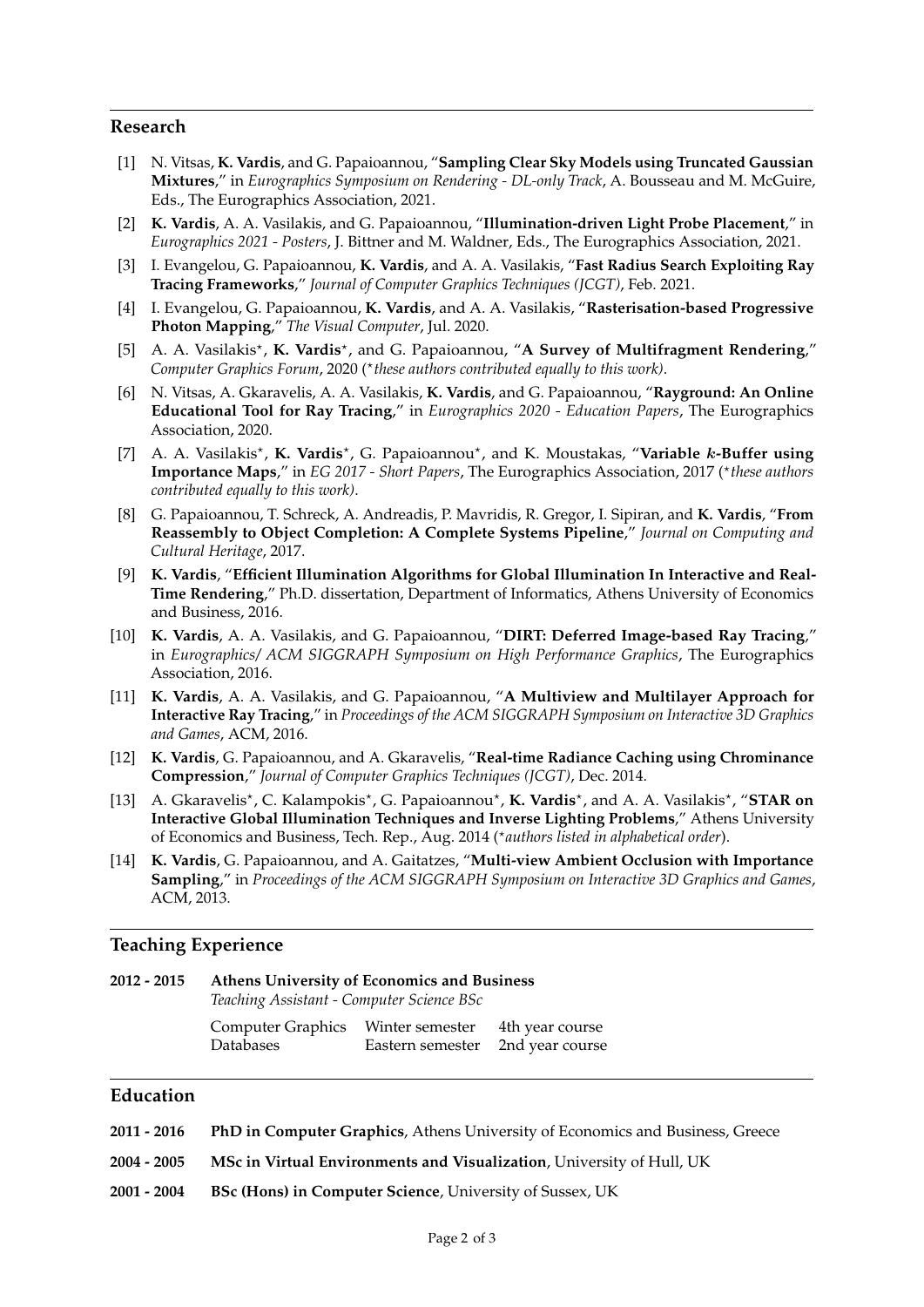## Research

[1] N. Vitsas, **K. Vardis**, and G. Papaioannou, "**Sampling Clear Sky Models using Truncated Gaussian Mixtures**," in *Eurographics Symposium on Rendering - DL-only Track*, A. Bousseau and M. McGuire, Eds., The Eurographics Association, 2021.

[2] **K. Vardis**, A. A. Vasilakis, and G. Papaioannou, "**Illumination-driven Light Probe Placement**," in *Eurographics 2021 - Posters*, J. Bittner and M. Waldner, Eds., The Eurographics Association, 2021.

[3] I. Evangelou, G. Papaioannou, **K. Vardis**, and A. A. Vasilakis, "**Fast Radius Search Exploiting Ray Tracing Frameworks**," *Journal of Computer Graphics Techniques (JCGT)*, Feb. 2021.

[4] I. Evangelou, G. Papaioannou, **K. Vardis**, and A. A. Vasilakis, "**Rasterisation-based Progressive Photon Mapping**," *The Visual Computer*, Jul. 2020.

[5] A. A. Vasilakis*, **K. Vardis***, and G. Papaioannou, "**A Survey of Multifragment Rendering**," *Computer Graphics Forum*, 2020 (**these authors contributed equally to this work)*.

[6] N. Vitsas, A. Gkaravelis, A. A. Vasilakis, **K. Vardis**, and G. Papaioannou, "**Rayground: An Online Educational Tool for Ray Tracing**," in *Eurographics 2020 - Education Papers*, The Eurographics Association, 2020.

[7] A. A. Vasilakis*, **K. Vardis***, G. Papaioannou*, and K. Moustakas, "**Variable $k$-Buffer using Importance Maps**," in *EG 2017 - Short Papers*, The Eurographics Association, 2017 (**these authors contributed equally to this work)*.

[8] G. Papaioannou, T. Schreck, A. Andreadis, P. Mavridis, R. Gregor, I. Sipiran, and **K. Vardis**, "**From Reassembly to Object Completion: A Complete Systems Pipeline**," *Journal on Computing and Cultural Heritage*, 2017.

[9] **K. Vardis**, "**Efficient Illumination Algorithms for Global Illumination In Interactive and Real-Time Rendering**," Ph.D. dissertation, Department of Informatics, Athens University of Economics and Business, 2016.

[10] **K. Vardis**, A. A. Vasilakis, and G. Papaioannou, "**DIRT: Deferred Image-based Ray Tracing**," in *Eurographics/ ACM SIGGRAPH Symposium on High Performance Graphics*, The Eurographics Association, 2016.

[11] **K. Vardis**, A. A. Vasilakis, and G. Papaioannou, "**A Multiview and Multilayer Approach for Interactive Ray Tracing**," in *Proceedings of the ACM SIGGRAPH Symposium on Interactive 3D Graphics and Games*, ACM, 2016.

[12] **K. Vardis**, G. Papaioannou, and A. Gkaravelis, "**Real-time Radiance Caching using Chrominance Compression**," *Journal of Computer Graphics Techniques (JCGT)*, Dec. 2014.

[13] A. Gkaravelis*, C. Kalampokis*, G. Papaioannou*, **K. Vardis***, and A. A. Vasilakis*, "**STAR on Interactive Global Illumination Techniques and Inverse Lighting Problems**," Athens University of Economics and Business, Tech. Rep., Aug. 2014 (**authors listed in alphabetical order*).

[14] **K. Vardis**, G. Papaioannou, and A. Gaitatzes, "**Multi-view Ambient Occlusion with Importance Sampling**," in *Proceedings of the ACM SIGGRAPH Symposium on Interactive 3D Graphics and Games*, ACM, 2013.

## Teaching Experience

**2012 - 2015** **Athens University of Economics and Business**
*Teaching Assistant - Computer Science BSc*

| | | |
|---|---|---|
| Computer Graphics | Winter semester | 4th year course |
| Databases | Eastern semester | 2nd year course |

## Education

**2011 - 2016** **PhD in Computer Graphics**, Athens University of Economics and Business, Greece

**2004 - 2005** **MSc in Virtual Environments and Visualization**, University of Hull, UK

**2001 - 2004** **BSc (Hons) in Computer Science**, University of Sussex, UK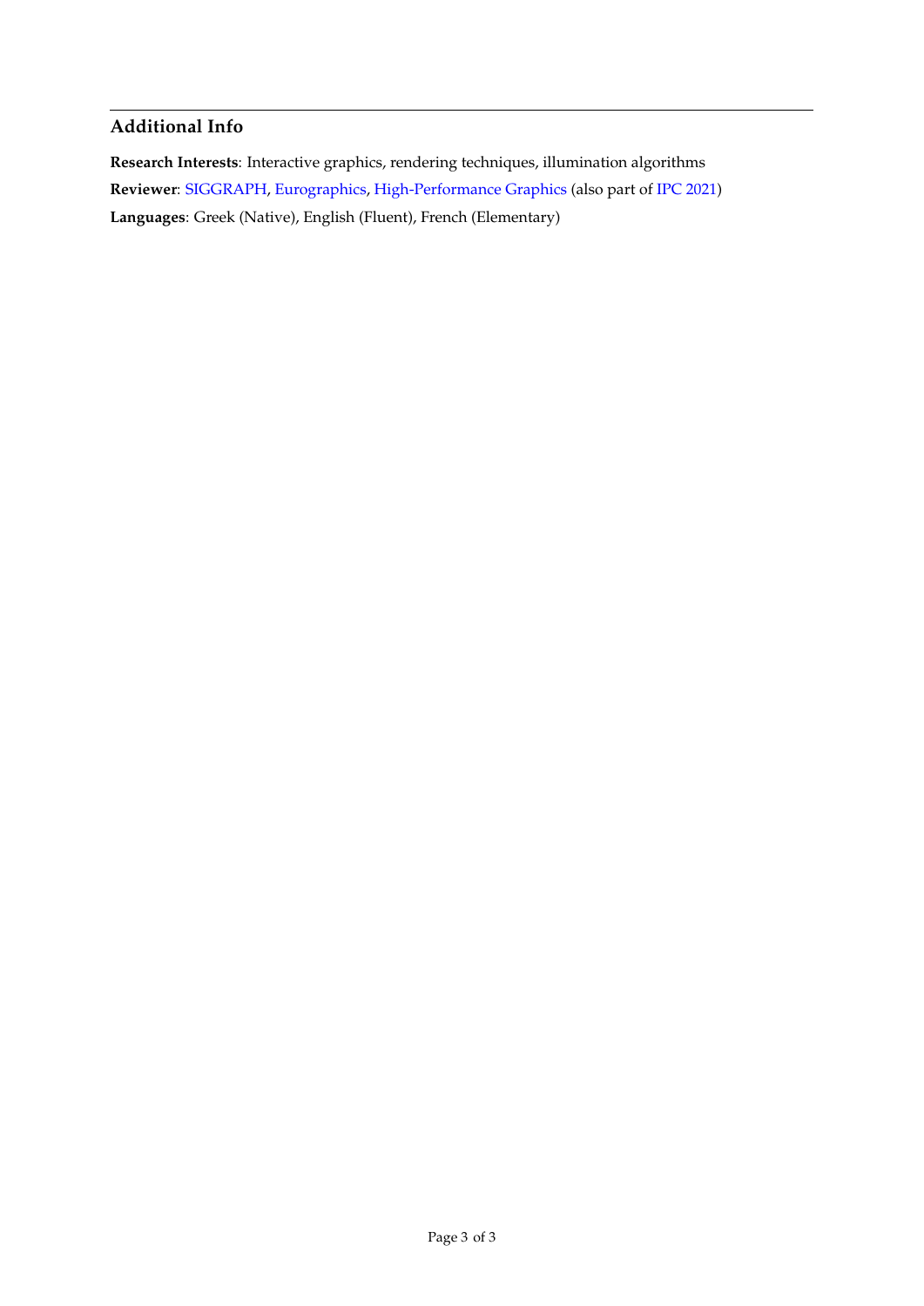## Additional Info

**Research Interests**: Interactive graphics, rendering techniques, illumination algorithms

**Reviewer**: SIGGRAPH, Eurographics, High-Performance Graphics (also part of IPC 2021)

**Languages**: Greek (Native), English (Fluent), French (Elementary)